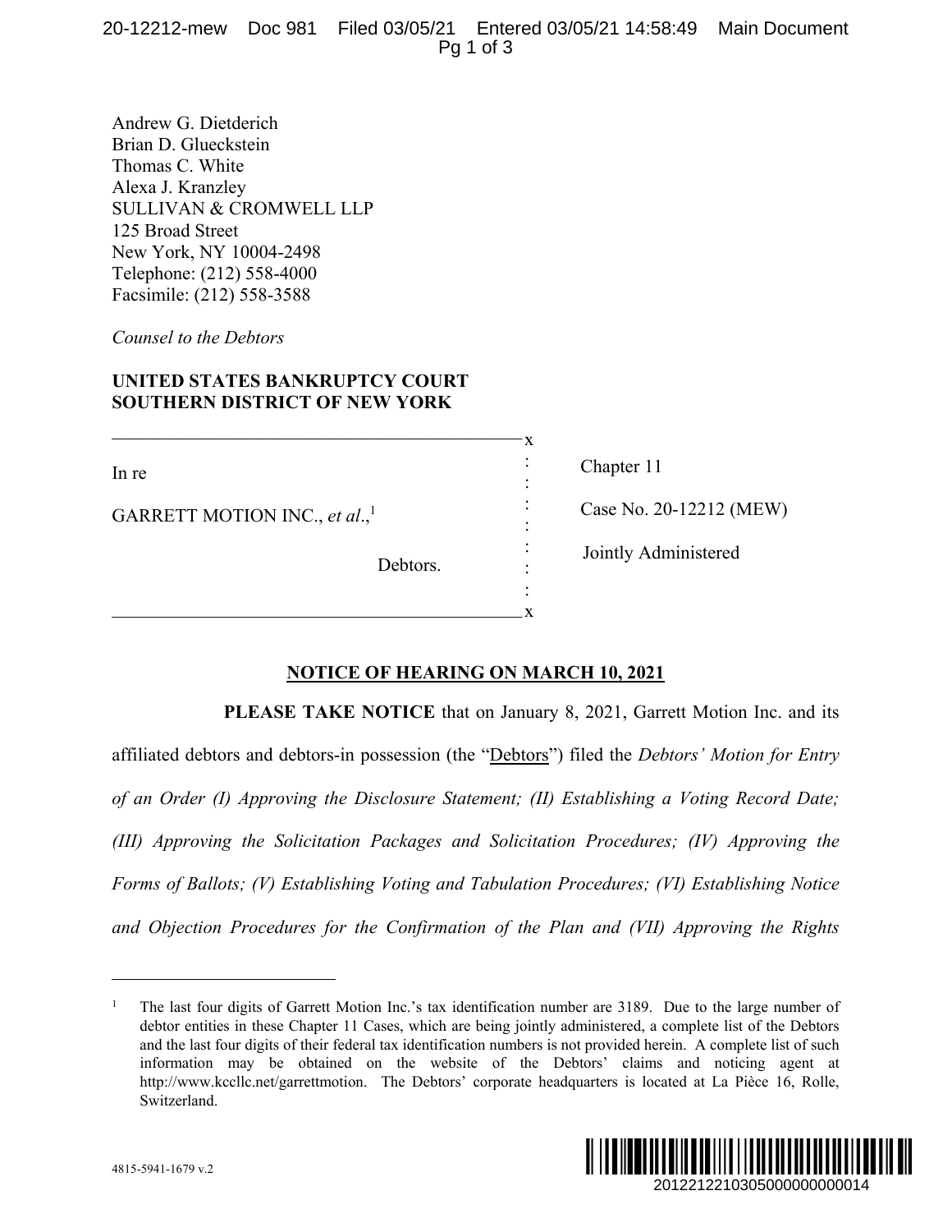Andrew G. Dietderich
Brian D. Glueckstein
Thomas C. White
Alexa J. Kranzley
SULLIVAN & CROMWELL LLP
125 Broad Street
New York, NY 10004-2498
Telephone: (212) 558-4000
Facsimile: (212) 558-3588

*Counsel to the Debtors*

**UNITED STATES BANKRUPTCY COURT**
**SOUTHERN DISTRICT OF NEW YORK**

| | |
|---|---|
| In re | Chapter 11 |
| GARRETT MOTION INC., *et al.*,[1] | Case No. 20-12212 (MEW) |
| Debtors. | Jointly Administered |

**NOTICE OF HEARING ON MARCH 10, 2021**

**PLEASE TAKE NOTICE** that on January 8, 2021, Garrett Motion Inc. and its affiliated debtors and debtors-in possession (the "Debtors") filed the *Debtors' Motion for Entry of an Order (I) Approving the Disclosure Statement; (II) Establishing a Voting Record Date; (III) Approving the Solicitation Packages and Solicitation Procedures; (IV) Approving the Forms of Ballots; (V) Establishing Voting and Tabulation Procedures; (VI) Establishing Notice and Objection Procedures for the Confirmation of the Plan and (VII) Approving the Rights*

---

[1] The last four digits of Garrett Motion Inc.'s tax identification number are 3189. Due to the large number of debtor entities in these Chapter 11 Cases, which are being jointly administered, a complete list of the Debtors and the last four digits of their federal tax identification numbers is not provided herein. A complete list of such information may be obtained on the website of the Debtors' claims and noticing agent at http://www.kccllc.net/garrettmotion. The Debtors' corporate headquarters is located at La Pièce 16, Rolle, Switzerland.

4815-5941-1679 v.2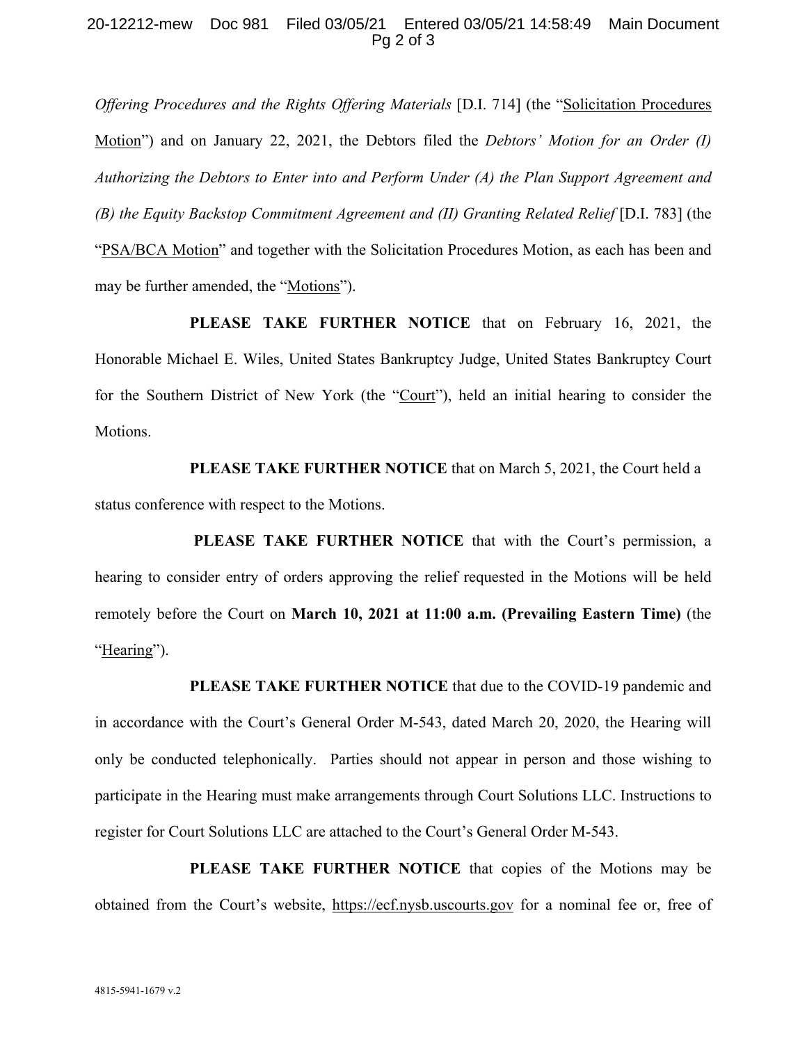*Offering Procedures and the Rights Offering Materials* [D.I. 714] (the "Solicitation Procedures Motion") and on January 22, 2021, the Debtors filed the *Debtors' Motion for an Order (I) Authorizing the Debtors to Enter into and Perform Under (A) the Plan Support Agreement and (B) the Equity Backstop Commitment Agreement and (II) Granting Related Relief* [D.I. 783] (the "PSA/BCA Motion" and together with the Solicitation Procedures Motion, as each has been and may be further amended, the "Motions").

**PLEASE TAKE FURTHER NOTICE** that on February 16, 2021, the Honorable Michael E. Wiles, United States Bankruptcy Judge, United States Bankruptcy Court for the Southern District of New York (the "Court"), held an initial hearing to consider the Motions.

**PLEASE TAKE FURTHER NOTICE** that on March 5, 2021, the Court held a status conference with respect to the Motions.

**PLEASE TAKE FURTHER NOTICE** that with the Court's permission, a hearing to consider entry of orders approving the relief requested in the Motions will be held remotely before the Court on **March 10, 2021 at 11:00 a.m. (Prevailing Eastern Time)** (the "Hearing").

**PLEASE TAKE FURTHER NOTICE** that due to the COVID-19 pandemic and in accordance with the Court's General Order M-543, dated March 20, 2020, the Hearing will only be conducted telephonically. Parties should not appear in person and those wishing to participate in the Hearing must make arrangements through Court Solutions LLC. Instructions to register for Court Solutions LLC are attached to the Court's General Order M-543.

**PLEASE TAKE FURTHER NOTICE** that copies of the Motions may be obtained from the Court's website, https://ecf.nysb.uscourts.gov for a nominal fee or, free of

4815-5941-1679 v.2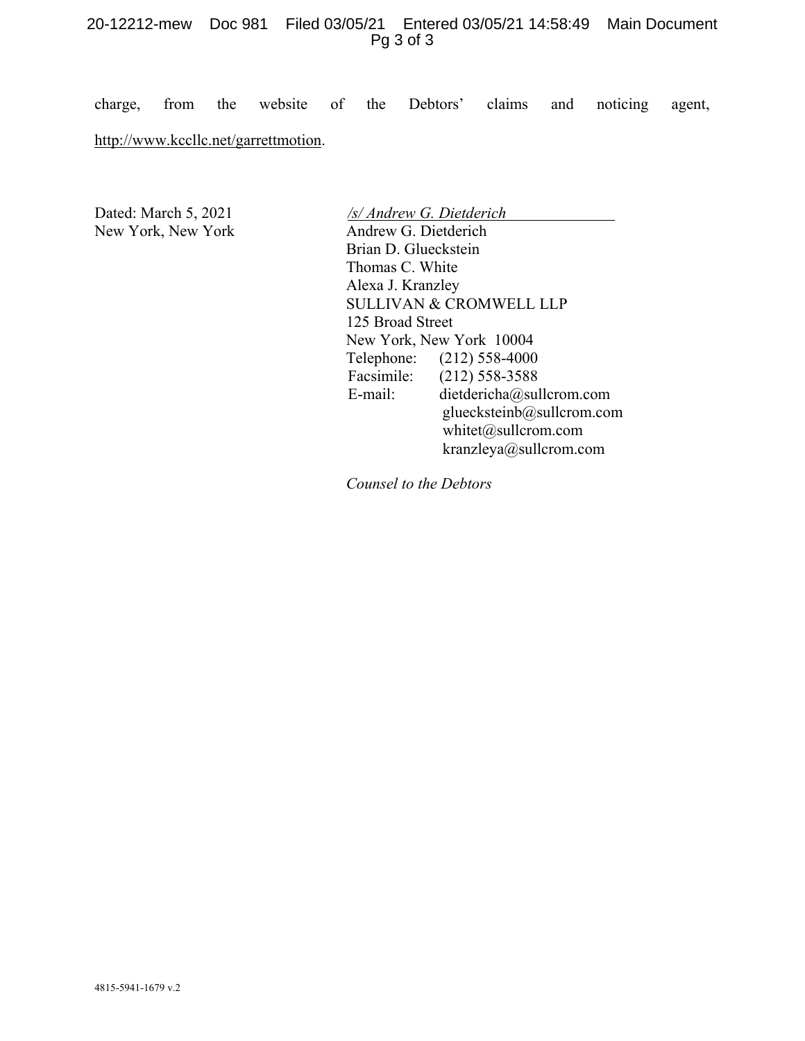charge, from the website of the Debtors' claims and noticing agent, http://www.kccllc.net/garrettmotion.

Dated: March 5, 2021
New York, New York

*/s/ Andrew G. Dietderich*

Andrew G. Dietderich
Brian D. Glueckstein
Thomas C. White
Alexa J. Kranzley
SULLIVAN & CROMWELL LLP
125 Broad Street
New York, New York 10004
Telephone: (212) 558-4000
Facsimile: (212) 558-3588
E-mail: dietdericha@sullcrom.com
gluecksteinb@sullcrom.com
whitet@sullcrom.com
kranzleya@sullcrom.com

*Counsel to the Debtors*

4815-5941-1679 v.2